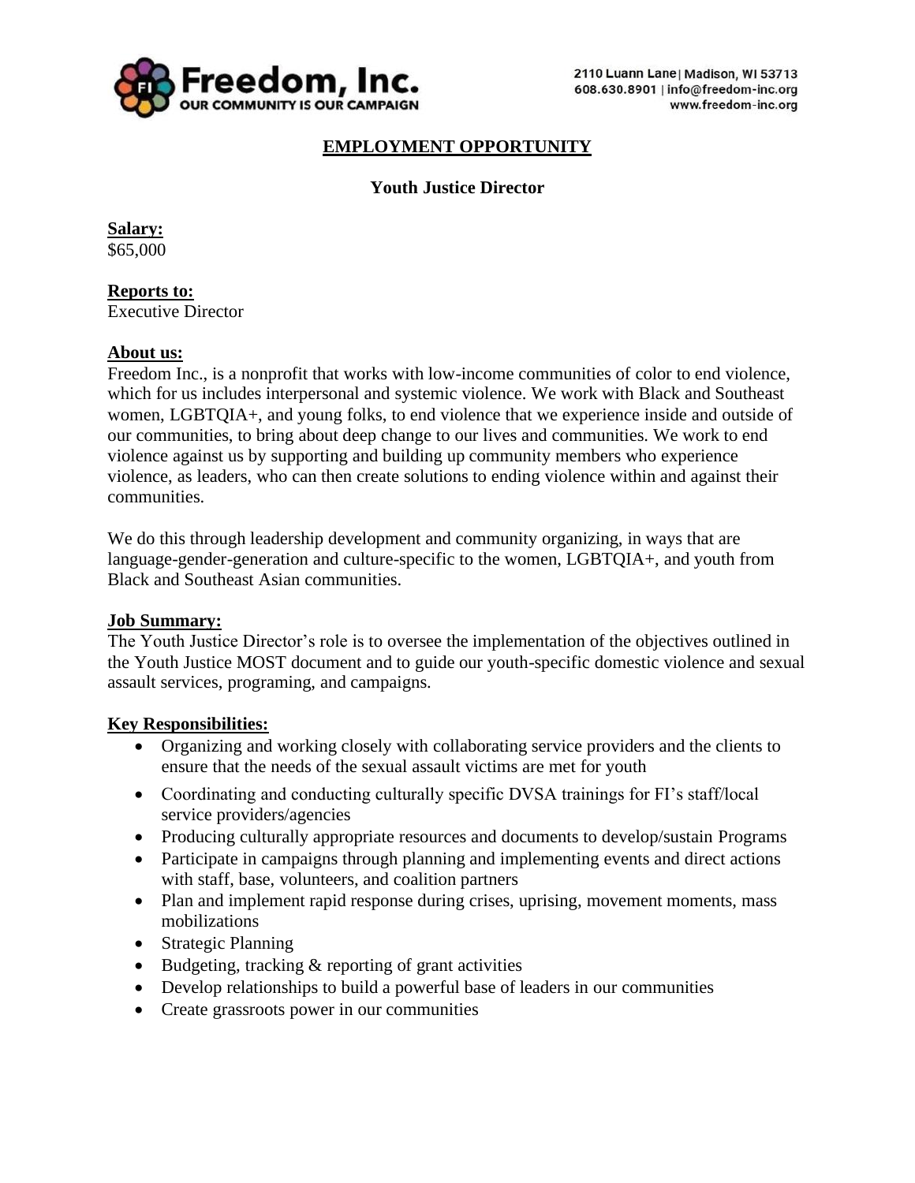Freedom, Inc.
OUR COMMUNITY IS OUR CAMPAIGN

2110 Luann Lane | Madison, WI 53713
608.630.8901 | info@freedom-inc.org
www.freedom-inc.org

# EMPLOYMENT OPPORTUNITY

## Youth Justice Director

**Salary:**
$65,000

**Reports to:**
Executive Director

**About us:**
Freedom Inc., is a nonprofit that works with low-income communities of color to end violence, which for us includes interpersonal and systemic violence. We work with Black and Southeast women, LGBTQIA+, and young folks, to end violence that we experience inside and outside of our communities, to bring about deep change to our lives and communities. We work to end violence against us by supporting and building up community members who experience violence, as leaders, who can then create solutions to ending violence within and against their communities.

We do this through leadership development and community organizing, in ways that are language-gender-generation and culture-specific to the women, LGBTQIA+, and youth from Black and Southeast Asian communities.

**Job Summary:**
The Youth Justice Director's role is to oversee the implementation of the objectives outlined in the Youth Justice MOST document and to guide our youth-specific domestic violence and sexual assault services, programing, and campaigns.

**Key Responsibilities:**

- Organizing and working closely with collaborating service providers and the clients to ensure that the needs of the sexual assault victims are met for youth
- Coordinating and conducting culturally specific DVSA trainings for FI's staff/local service providers/agencies
- Producing culturally appropriate resources and documents to develop/sustain Programs
- Participate in campaigns through planning and implementing events and direct actions with staff, base, volunteers, and coalition partners
- Plan and implement rapid response during crises, uprising, movement moments, mass mobilizations
- Strategic Planning
- Budgeting, tracking & reporting of grant activities
- Develop relationships to build a powerful base of leaders in our communities
- Create grassroots power in our communities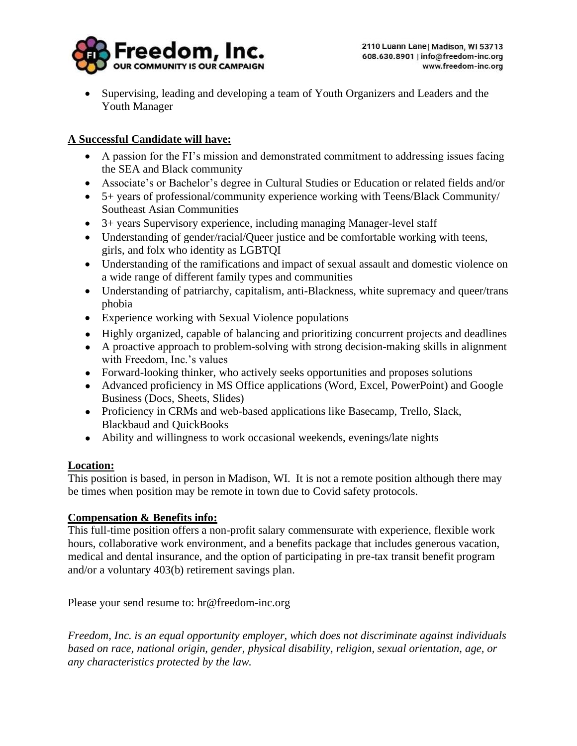- Supervising, leading and developing a team of Youth Organizers and Leaders and the Youth Manager

**A Successful Candidate will have:**

- A passion for the FI's mission and demonstrated commitment to addressing issues facing the SEA and Black community
- Associate's or Bachelor's degree in Cultural Studies or Education or related fields and/or
- 5+ years of professional/community experience working with Teens/Black Community/ Southeast Asian Communities
- 3+ years Supervisory experience, including managing Manager-level staff
- Understanding of gender/racial/Queer justice and be comfortable working with teens, girls, and folx who identity as LGBTQI
- Understanding of the ramifications and impact of sexual assault and domestic violence on a wide range of different family types and communities
- Understanding of patriarchy, capitalism, anti-Blackness, white supremacy and queer/trans phobia
- Experience working with Sexual Violence populations
- Highly organized, capable of balancing and prioritizing concurrent projects and deadlines
- A proactive approach to problem-solving with strong decision-making skills in alignment with Freedom, Inc.'s values
- Forward-looking thinker, who actively seeks opportunities and proposes solutions
- Advanced proficiency in MS Office applications (Word, Excel, PowerPoint) and Google Business (Docs, Sheets, Slides)
- Proficiency in CRMs and web-based applications like Basecamp, Trello, Slack, Blackbaud and QuickBooks
- Ability and willingness to work occasional weekends, evenings/late nights

**Location:**

This position is based, in person in Madison, WI. It is not a remote position although there may be times when position may be remote in town due to Covid safety protocols.

**Compensation & Benefits info:**

This full-time position offers a non-profit salary commensurate with experience, flexible work hours, collaborative work environment, and a benefits package that includes generous vacation, medical and dental insurance, and the option of participating in pre-tax transit benefit program and/or a voluntary 403(b) retirement savings plan.

Please your send resume to: hr@freedom-inc.org

*Freedom, Inc. is an equal opportunity employer, which does not discriminate against individuals based on race, national origin, gender, physical disability, religion, sexual orientation, age, or any characteristics protected by the law.*